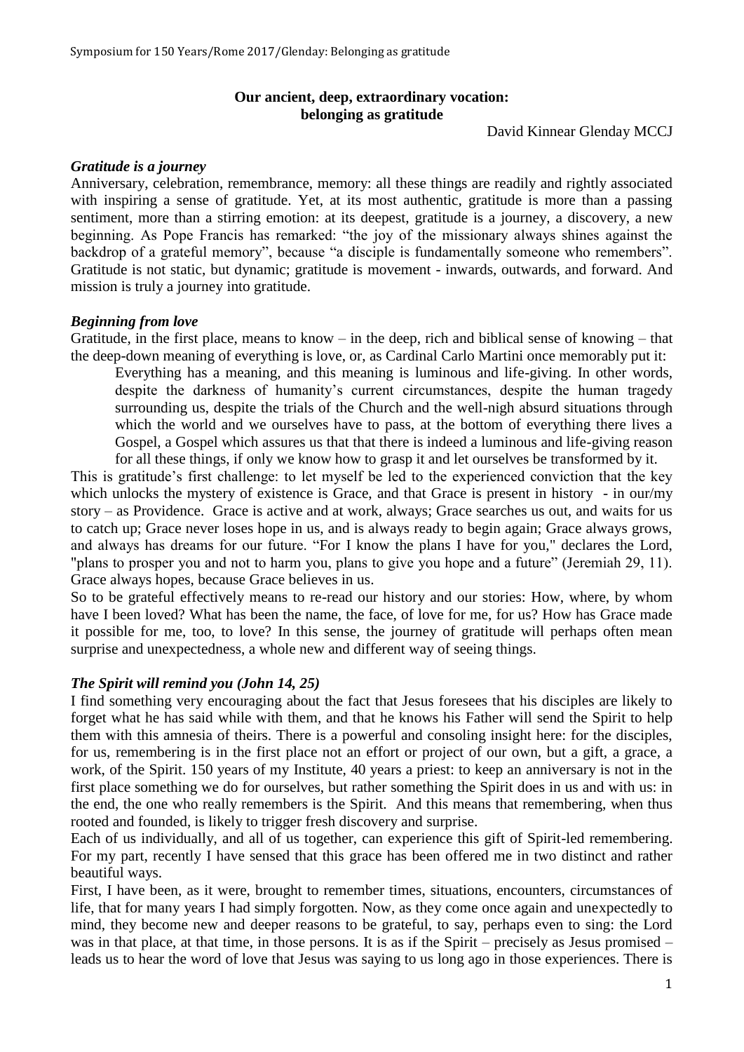**Our ancient, deep, extraordinary vocation:**
**belonging as gratitude**

David Kinnear Glenday MCCJ

### *Gratitude is a journey*

Anniversary, celebration, remembrance, memory: all these things are readily and rightly associated with inspiring a sense of gratitude. Yet, at its most authentic, gratitude is more than a passing sentiment, more than a stirring emotion: at its deepest, gratitude is a journey, a discovery, a new beginning. As Pope Francis has remarked: "the joy of the missionary always shines against the backdrop of a grateful memory", because "a disciple is fundamentally someone who remembers". Gratitude is not static, but dynamic; gratitude is movement - inwards, outwards, and forward. And mission is truly a journey into gratitude.

### *Beginning from love*

Gratitude, in the first place, means to know – in the deep, rich and biblical sense of knowing – that the deep-down meaning of everything is love, or, as Cardinal Carlo Martini once memorably put it:

> Everything has a meaning, and this meaning is luminous and life-giving. In other words, despite the darkness of humanity's current circumstances, despite the human tragedy surrounding us, despite the trials of the Church and the well-nigh absurd situations through which the world and we ourselves have to pass, at the bottom of everything there lives a Gospel, a Gospel which assures us that that there is indeed a luminous and life-giving reason for all these things, if only we know how to grasp it and let ourselves be transformed by it.

This is gratitude's first challenge: to let myself be led to the experienced conviction that the key which unlocks the mystery of existence is Grace, and that Grace is present in history - in our/my story – as Providence. Grace is active and at work, always; Grace searches us out, and waits for us to catch up; Grace never loses hope in us, and is always ready to begin again; Grace always grows, and always has dreams for our future. "For I know the plans I have for you," declares the Lord, "plans to prosper you and not to harm you, plans to give you hope and a future" (Jeremiah 29, 11). Grace always hopes, because Grace believes in us.

So to be grateful effectively means to re-read our history and our stories: How, where, by whom have I been loved? What has been the name, the face, of love for me, for us? How has Grace made it possible for me, too, to love? In this sense, the journey of gratitude will perhaps often mean surprise and unexpectedness, a whole new and different way of seeing things.

### *The Spirit will remind you (John 14, 25)*

I find something very encouraging about the fact that Jesus foresees that his disciples are likely to forget what he has said while with them, and that he knows his Father will send the Spirit to help them with this amnesia of theirs. There is a powerful and consoling insight here: for the disciples, for us, remembering is in the first place not an effort or project of our own, but a gift, a grace, a work, of the Spirit. 150 years of my Institute, 40 years a priest: to keep an anniversary is not in the first place something we do for ourselves, but rather something the Spirit does in us and with us: in the end, the one who really remembers is the Spirit. And this means that remembering, when thus rooted and founded, is likely to trigger fresh discovery and surprise.

Each of us individually, and all of us together, can experience this gift of Spirit-led remembering. For my part, recently I have sensed that this grace has been offered me in two distinct and rather beautiful ways.

First, I have been, as it were, brought to remember times, situations, encounters, circumstances of life, that for many years I had simply forgotten. Now, as they come once again and unexpectedly to mind, they become new and deeper reasons to be grateful, to say, perhaps even to sing: the Lord was in that place, at that time, in those persons. It is as if the Spirit – precisely as Jesus promised – leads us to hear the word of love that Jesus was saying to us long ago in those experiences. There is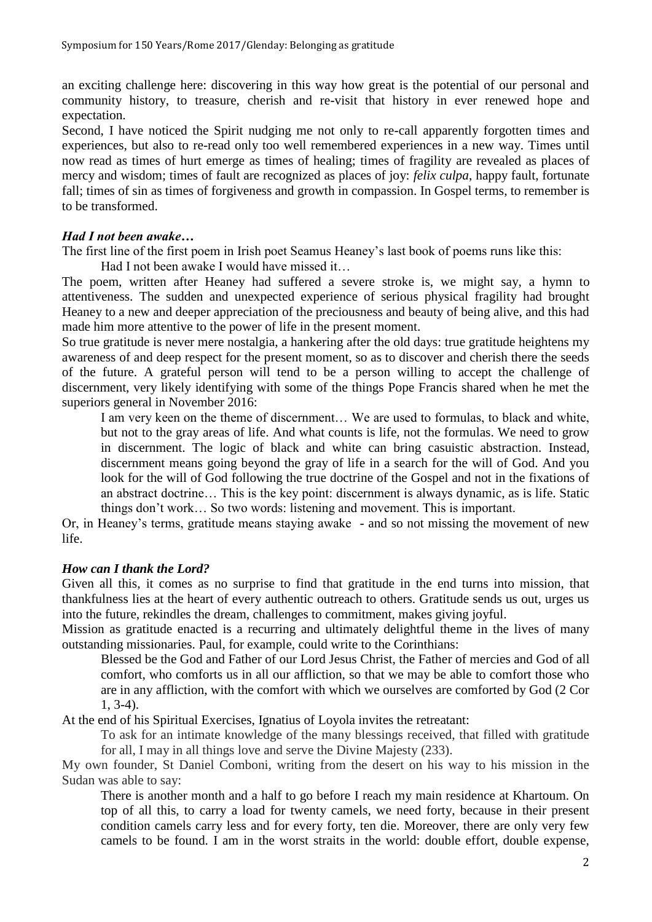an exciting challenge here: discovering in this way how great is the potential of our personal and community history, to treasure, cherish and re-visit that history in ever renewed hope and expectation.

Second, I have noticed the Spirit nudging me not only to re-call apparently forgotten times and experiences, but also to re-read only too well remembered experiences in a new way. Times until now read as times of hurt emerge as times of healing; times of fragility are revealed as places of mercy and wisdom; times of fault are recognized as places of joy: *felix culpa*, happy fault, fortunate fall; times of sin as times of forgiveness and growth in compassion. In Gospel terms, to remember is to be transformed.

### *Had I not been awake…*

The first line of the first poem in Irish poet Seamus Heaney's last book of poems runs like this:

> Had I not been awake I would have missed it…

The poem, written after Heaney had suffered a severe stroke is, we might say, a hymn to attentiveness. The sudden and unexpected experience of serious physical fragility had brought Heaney to a new and deeper appreciation of the preciousness and beauty of being alive, and this had made him more attentive to the power of life in the present moment.

So true gratitude is never mere nostalgia, a hankering after the old days: true gratitude heightens my awareness of and deep respect for the present moment, so as to discover and cherish there the seeds of the future. A grateful person will tend to be a person willing to accept the challenge of discernment, very likely identifying with some of the things Pope Francis shared when he met the superiors general in November 2016:

> I am very keen on the theme of discernment… We are used to formulas, to black and white, but not to the gray areas of life. And what counts is life, not the formulas. We need to grow in discernment. The logic of black and white can bring casuistic abstraction. Instead, discernment means going beyond the gray of life in a search for the will of God. And you look for the will of God following the true doctrine of the Gospel and not in the fixations of an abstract doctrine… This is the key point: discernment is always dynamic, as is life. Static things don't work… So two words: listening and movement. This is important.

Or, in Heaney's terms, gratitude means staying awake - and so not missing the movement of new life.

### *How can I thank the Lord?*

Given all this, it comes as no surprise to find that gratitude in the end turns into mission, that thankfulness lies at the heart of every authentic outreach to others. Gratitude sends us out, urges us into the future, rekindles the dream, challenges to commitment, makes giving joyful.

Mission as gratitude enacted is a recurring and ultimately delightful theme in the lives of many outstanding missionaries. Paul, for example, could write to the Corinthians:

> Blessed be the God and Father of our Lord Jesus Christ, the Father of mercies and God of all comfort, who comforts us in all our affliction, so that we may be able to comfort those who are in any affliction, with the comfort with which we ourselves are comforted by God (2 Cor 1, 3-4).

At the end of his Spiritual Exercises, Ignatius of Loyola invites the retreatant:

> To ask for an intimate knowledge of the many blessings received, that filled with gratitude for all, I may in all things love and serve the Divine Majesty (233).

My own founder, St Daniel Comboni, writing from the desert on his way to his mission in the Sudan was able to say:

> There is another month and a half to go before I reach my main residence at Khartoum. On top of all this, to carry a load for twenty camels, we need forty, because in their present condition camels carry less and for every forty, ten die. Moreover, there are only very few camels to be found. I am in the worst straits in the world: double effort, double expense,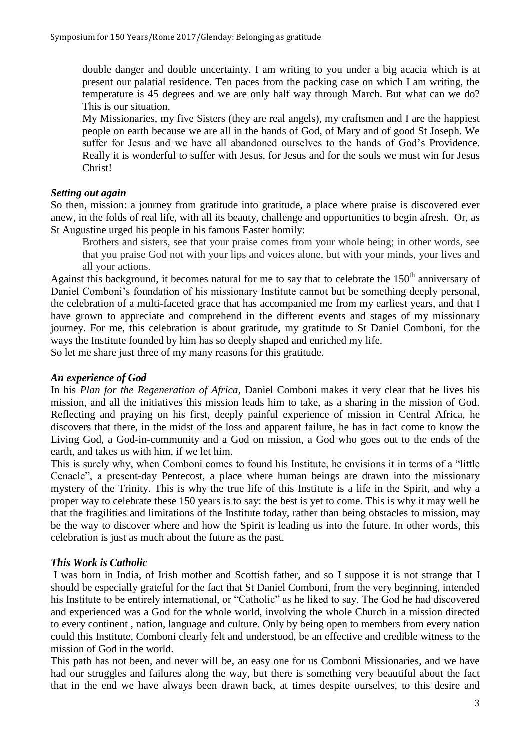> double danger and double uncertainty. I am writing to you under a big acacia which is at present our palatial residence. Ten paces from the packing case on which I am writing, the temperature is 45 degrees and we are only half way through March. But what can we do? This is our situation.
>
> My Missionaries, my five Sisters (they are real angels), my craftsmen and I are the happiest people on earth because we are all in the hands of God, of Mary and of good St Joseph. We suffer for Jesus and we have all abandoned ourselves to the hands of God's Providence. Really it is wonderful to suffer with Jesus, for Jesus and for the souls we must win for Jesus Christ!

### *Setting out again*

So then, mission: a journey from gratitude into gratitude, a place where praise is discovered ever anew, in the folds of real life, with all its beauty, challenge and opportunities to begin afresh. Or, as St Augustine urged his people in his famous Easter homily:

> Brothers and sisters, see that your praise comes from your whole being; in other words, see that you praise God not with your lips and voices alone, but with your minds, your lives and all your actions.

Against this background, it becomes natural for me to say that to celebrate the 150th anniversary of Daniel Comboni's foundation of his missionary Institute cannot but be something deeply personal, the celebration of a multi-faceted grace that has accompanied me from my earliest years, and that I have grown to appreciate and comprehend in the different events and stages of my missionary journey. For me, this celebration is about gratitude, my gratitude to St Daniel Comboni, for the ways the Institute founded by him has so deeply shaped and enriched my life.

So let me share just three of my many reasons for this gratitude.

### *An experience of God*

In his *Plan for the Regeneration of Africa*, Daniel Comboni makes it very clear that he lives his mission, and all the initiatives this mission leads him to take, as a sharing in the mission of God. Reflecting and praying on his first, deeply painful experience of mission in Central Africa, he discovers that there, in the midst of the loss and apparent failure, he has in fact come to know the Living God, a God-in-community and a God on mission, a God who goes out to the ends of the earth, and takes us with him, if we let him.

This is surely why, when Comboni comes to found his Institute, he envisions it in terms of a "little Cenacle", a present-day Pentecost, a place where human beings are drawn into the missionary mystery of the Trinity. This is why the true life of this Institute is a life in the Spirit, and why a proper way to celebrate these 150 years is to say: the best is yet to come. This is why it may well be that the fragilities and limitations of the Institute today, rather than being obstacles to mission, may be the way to discover where and how the Spirit is leading us into the future. In other words, this celebration is just as much about the future as the past.

### *This Work is Catholic*

I was born in India, of Irish mother and Scottish father, and so I suppose it is not strange that I should be especially grateful for the fact that St Daniel Comboni, from the very beginning, intended his Institute to be entirely international, or "Catholic" as he liked to say. The God he had discovered and experienced was a God for the whole world, involving the whole Church in a mission directed to every continent , nation, language and culture. Only by being open to members from every nation could this Institute, Comboni clearly felt and understood, be an effective and credible witness to the mission of God in the world.

This path has not been, and never will be, an easy one for us Comboni Missionaries, and we have had our struggles and failures along the way, but there is something very beautiful about the fact that in the end we have always been drawn back, at times despite ourselves, to this desire and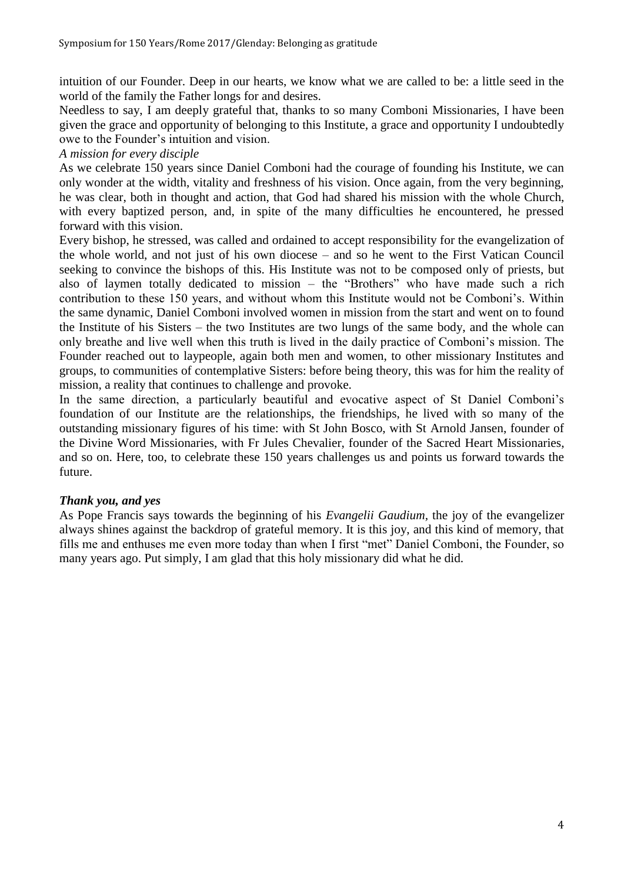intuition of our Founder. Deep in our hearts, we know what we are called to be: a little seed in the world of the family the Father longs for and desires.

Needless to say, I am deeply grateful that, thanks to so many Comboni Missionaries, I have been given the grace and opportunity of belonging to this Institute, a grace and opportunity I undoubtedly owe to the Founder's intuition and vision.

*A mission for every disciple*

As we celebrate 150 years since Daniel Comboni had the courage of founding his Institute, we can only wonder at the width, vitality and freshness of his vision. Once again, from the very beginning, he was clear, both in thought and action, that God had shared his mission with the whole Church, with every baptized person, and, in spite of the many difficulties he encountered, he pressed forward with this vision.

Every bishop, he stressed, was called and ordained to accept responsibility for the evangelization of the whole world, and not just of his own diocese – and so he went to the First Vatican Council seeking to convince the bishops of this. His Institute was not to be composed only of priests, but also of laymen totally dedicated to mission – the "Brothers" who have made such a rich contribution to these 150 years, and without whom this Institute would not be Comboni's. Within the same dynamic, Daniel Comboni involved women in mission from the start and went on to found the Institute of his Sisters – the two Institutes are two lungs of the same body, and the whole can only breathe and live well when this truth is lived in the daily practice of Comboni's mission. The Founder reached out to laypeople, again both men and women, to other missionary Institutes and groups, to communities of contemplative Sisters: before being theory, this was for him the reality of mission, a reality that continues to challenge and provoke.

In the same direction, a particularly beautiful and evocative aspect of St Daniel Comboni's foundation of our Institute are the relationships, the friendships, he lived with so many of the outstanding missionary figures of his time: with St John Bosco, with St Arnold Jansen, founder of the Divine Word Missionaries, with Fr Jules Chevalier, founder of the Sacred Heart Missionaries, and so on. Here, too, to celebrate these 150 years challenges us and points us forward towards the future.

***Thank you, and yes***

As Pope Francis says towards the beginning of his *Evangelii Gaudium*, the joy of the evangelizer always shines against the backdrop of grateful memory. It is this joy, and this kind of memory, that fills me and enthuses me even more today than when I first "met" Daniel Comboni, the Founder, so many years ago. Put simply, I am glad that this holy missionary did what he did.